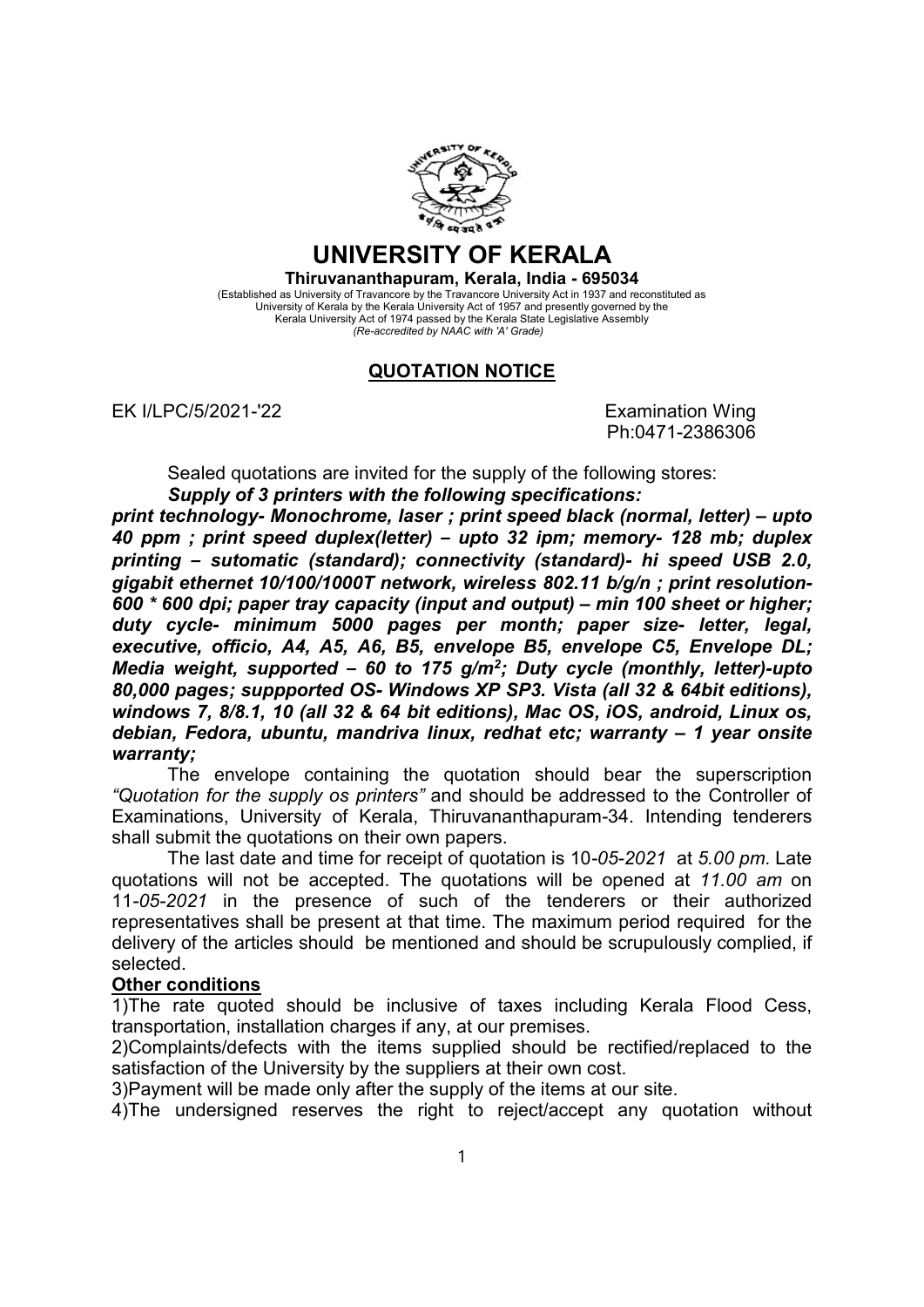# UNIVERSITY OF KERALA

**Thiruvananthapuram, Kerala, India - 695034**

(Established as University of Travancore by the Travancore University Act in 1937 and reconstituted as University of Kerala by the Kerala University Act of 1957 and presently governed by the Kerala University Act of 1974 passed by the Kerala State Legislative Assembly
*(Re-accredited by NAAC with 'A' Grade)*

## QUOTATION NOTICE

EK I/LPC/5/2021-'22

Examination Wing
Ph:0471-2386306

Sealed quotations are invited for the supply of the following stores:

***Supply of 3 printers with the following specifications:***

***print technology- Monochrome, laser ; print speed black (normal, letter) – upto 40 ppm ; print speed duplex(letter) – upto 32 ipm; memory- 128 mb; duplex printing – sutomatic (standard); connectivity (standard)- hi speed USB 2.0, gigabit ethernet 10/100/1000T network, wireless 802.11 b/g/n ; print resolution- 600 * 600 dpi; paper tray capacity (input and output) – min 100 sheet or higher; duty cycle- minimum 5000 pages per month; paper size- letter, legal, executive, officio, A4, A5, A6, B5, envelope B5, envelope C5, Envelope DL; Media weight, supported – 60 to 175 g/m²; Duty cycle (monthly, letter)-upto 80,000 pages; suppported OS- Windows XP SP3. Vista (all 32 & 64bit editions), windows 7, 8/8.1, 10 (all 32 & 64 bit editions), Mac OS, iOS, android, Linux os, debian, Fedora, ubuntu, mandriva linux, redhat etc; warranty – 1 year onsite warranty;***

The envelope containing the quotation should bear the superscription *"Quotation for the supply os printers"* and should be addressed to the Controller of Examinations, University of Kerala, Thiruvananthapuram-34. Intending tenderers shall submit the quotations on their own papers.

The last date and time for receipt of quotation is 10-*05-2021* at *5.00 pm*. Late quotations will not be accepted. The quotations will be opened at *11.00 am* on 11-*05-2021* in the presence of such of the tenderers or their authorized representatives shall be present at that time. The maximum period required for the delivery of the articles should be mentioned and should be scrupulously complied, if selected.

**Other conditions**

1)The rate quoted should be inclusive of taxes including Kerala Flood Cess, transportation, installation charges if any, at our premises.

2)Complaints/defects with the items supplied should be rectified/replaced to the satisfaction of the University by the suppliers at their own cost.

3)Payment will be made only after the supply of the items at our site.

4)The undersigned reserves the right to reject/accept any quotation without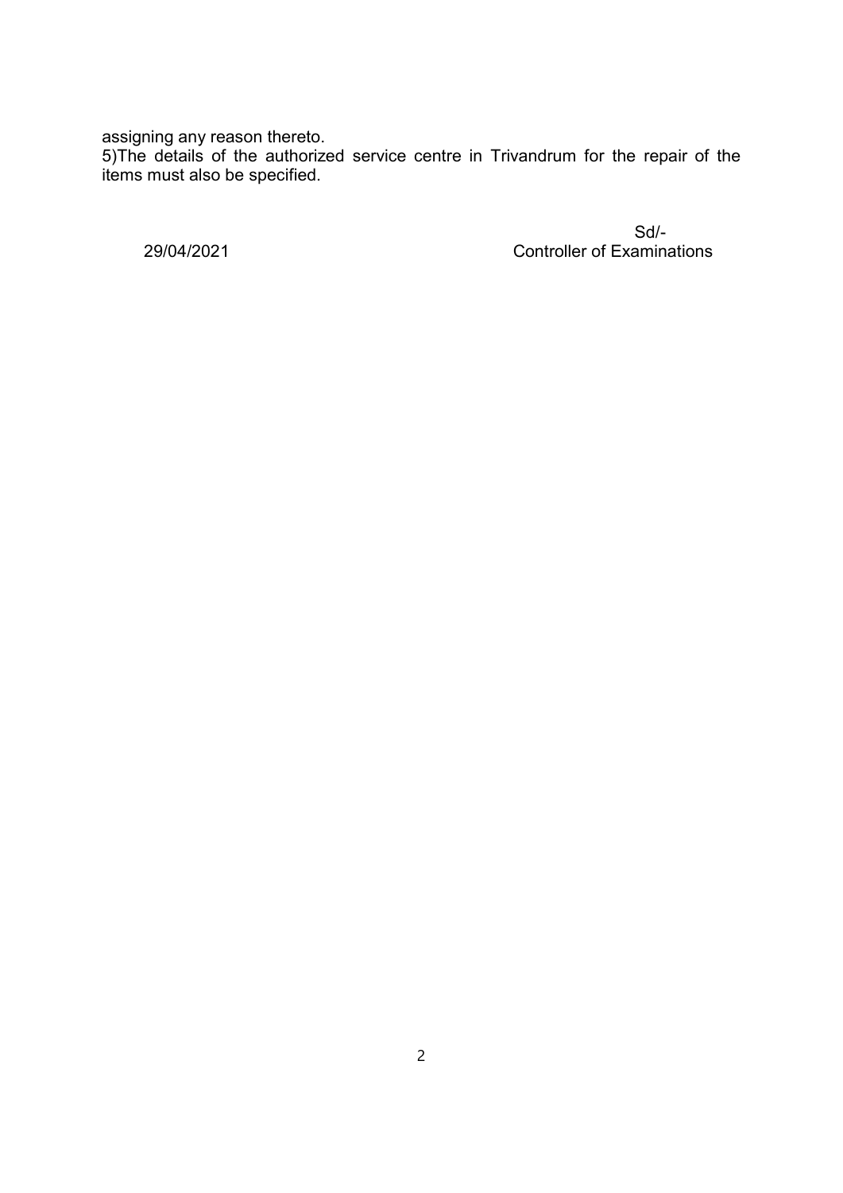assigning any reason thereto.

5)The details of the authorized service centre in Trivandrum for the repair of the items must also be specified.

Sd/-

29/04/2021 Controller of Examinations